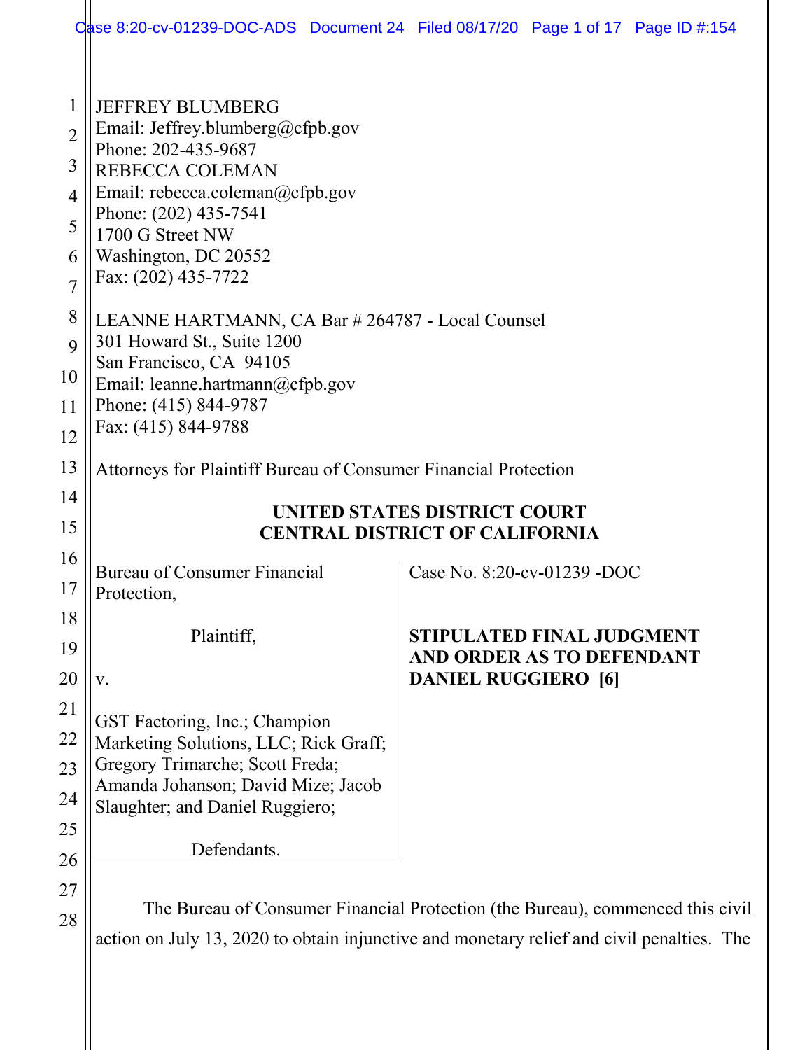JEFFREY BLUMBERG
Email: Jeffrey.blumberg@cfpb.gov
Phone: 202-435-9687
REBECCA COLEMAN
Email: rebecca.coleman@cfpb.gov
Phone: (202) 435-7541
1700 G Street NW
Washington, DC 20552
Fax: (202) 435-7722

LEANNE HARTMANN, CA Bar # 264787 - Local Counsel
301 Howard St., Suite 1200
San Francisco, CA 94105
Email: leanne.hartmann@cfpb.gov
Phone: (415) 844-9787
Fax: (415) 844-9788

Attorneys for Plaintiff Bureau of Consumer Financial Protection

**UNITED STATES DISTRICT COURT**
**CENTRAL DISTRICT OF CALIFORNIA**

Bureau of Consumer Financial Protection,

Plaintiff,

v.

GST Factoring, Inc.; Champion Marketing Solutions, LLC; Rick Graff; Gregory Trimarche; Scott Freda; Amanda Johanson; David Mize; Jacob Slaughter; and Daniel Ruggiero;

Defendants.

Case No. 8:20-cv-01239 -DOC

**STIPULATED FINAL JUDGMENT AND ORDER AS TO DEFENDANT DANIEL RUGGIERO [6]**

The Bureau of Consumer Financial Protection (the Bureau), commenced this civil action on July 13, 2020 to obtain injunctive and monetary relief and civil penalties. The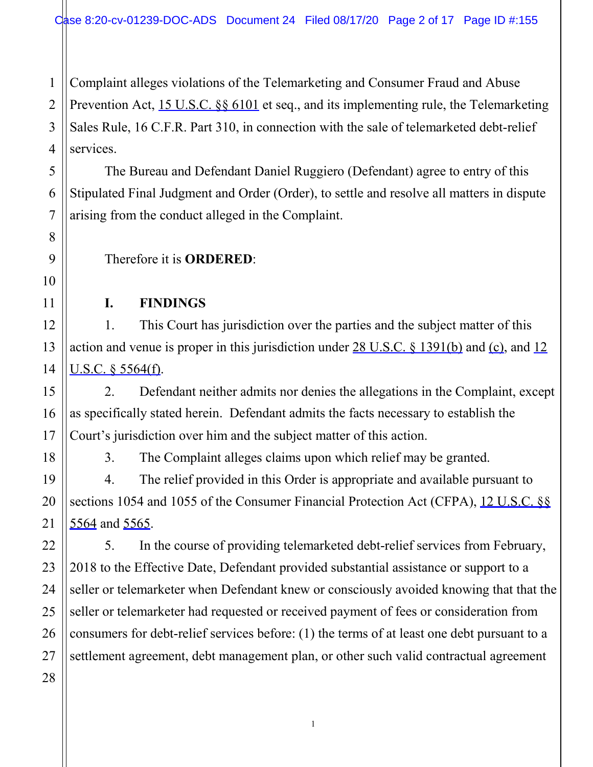Complaint alleges violations of the Telemarketing and Consumer Fraud and Abuse Prevention Act, 15 U.S.C. §§ 6101 et seq., and its implementing rule, the Telemarketing Sales Rule, 16 C.F.R. Part 310, in connection with the sale of telemarketed debt-relief services.

The Bureau and Defendant Daniel Ruggiero (Defendant) agree to entry of this Stipulated Final Judgment and Order (Order), to settle and resolve all matters in dispute arising from the conduct alleged in the Complaint.

Therefore it is **ORDERED**:

## I. FINDINGS

1. This Court has jurisdiction over the parties and the subject matter of this action and venue is proper in this jurisdiction under 28 U.S.C. § 1391(b) and (c), and 12 U.S.C. § 5564(f).

2. Defendant neither admits nor denies the allegations in the Complaint, except as specifically stated herein. Defendant admits the facts necessary to establish the Court's jurisdiction over him and the subject matter of this action.

3. The Complaint alleges claims upon which relief may be granted.

4. The relief provided in this Order is appropriate and available pursuant to sections 1054 and 1055 of the Consumer Financial Protection Act (CFPA), 12 U.S.C. §§ 5564 and 5565.

5. In the course of providing telemarketed debt-relief services from February, 2018 to the Effective Date, Defendant provided substantial assistance or support to a seller or telemarketer when Defendant knew or consciously avoided knowing that that the seller or telemarketer had requested or received payment of fees or consideration from consumers for debt-relief services before: (1) the terms of at least one debt pursuant to a settlement agreement, debt management plan, or other such valid contractual agreement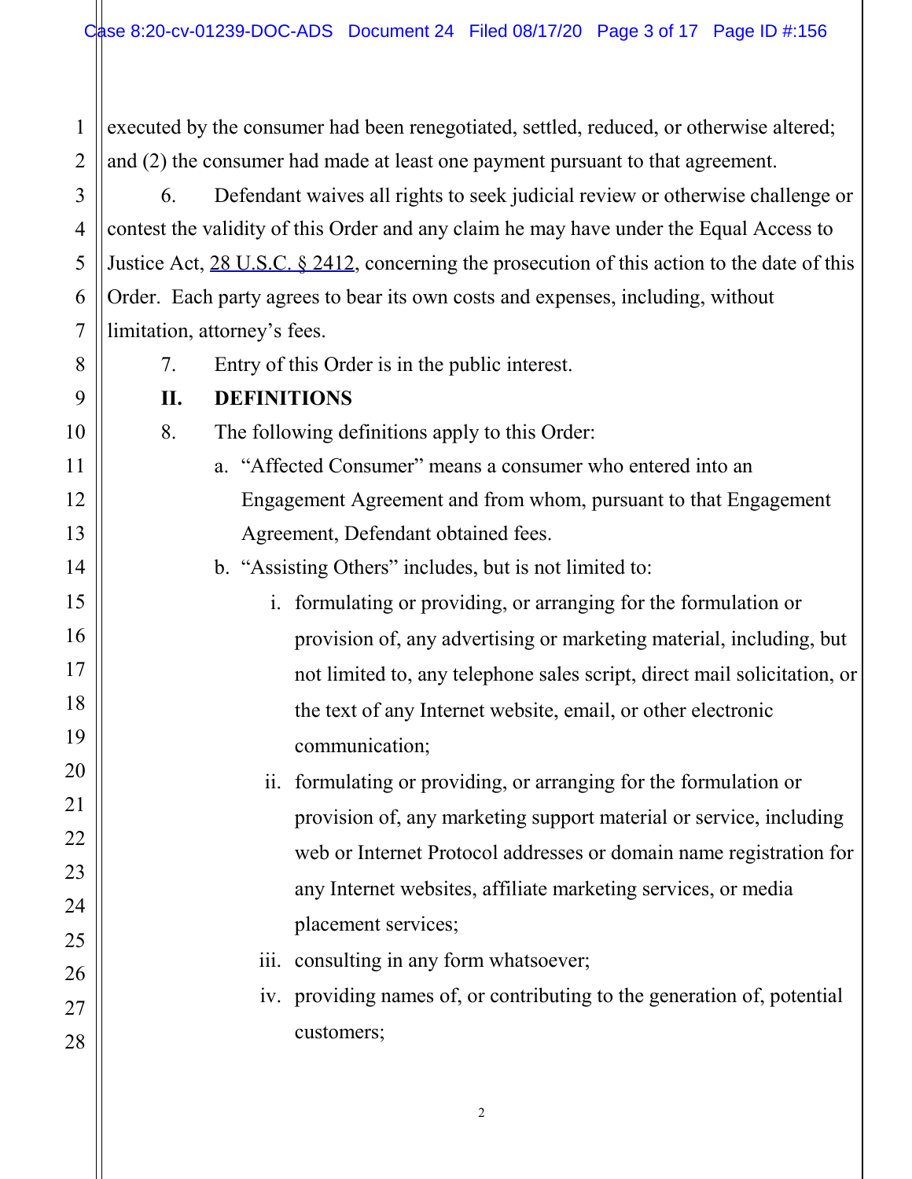executed by the consumer had been renegotiated, settled, reduced, or otherwise altered; and (2) the consumer had made at least one payment pursuant to that agreement.

6. Defendant waives all rights to seek judicial review or otherwise challenge or contest the validity of this Order and any claim he may have under the Equal Access to Justice Act, 28 U.S.C. § 2412, concerning the prosecution of this action to the date of this Order. Each party agrees to bear its own costs and expenses, including, without limitation, attorney's fees.

7. Entry of this Order is in the public interest.

## II. DEFINITIONS

8. The following definitions apply to this Order:

a. "Affected Consumer" means a consumer who entered into an Engagement Agreement and from whom, pursuant to that Engagement Agreement, Defendant obtained fees.

b. "Assisting Others" includes, but is not limited to:

i. formulating or providing, or arranging for the formulation or provision of, any advertising or marketing material, including, but not limited to, any telephone sales script, direct mail solicitation, or the text of any Internet website, email, or other electronic communication;

ii. formulating or providing, or arranging for the formulation or provision of, any marketing support material or service, including web or Internet Protocol addresses or domain name registration for any Internet websites, affiliate marketing services, or media placement services;

iii. consulting in any form whatsoever;

iv. providing names of, or contributing to the generation of, potential customers;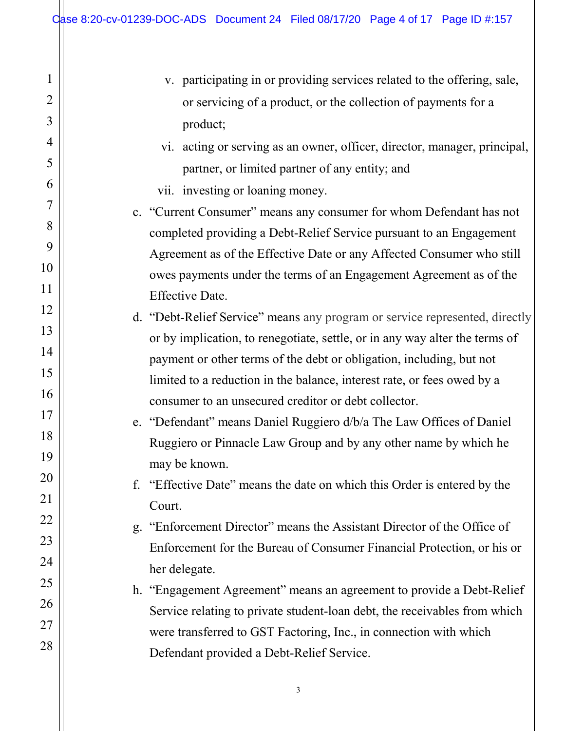v. participating in or providing services related to the offering, sale, or servicing of a product, or the collection of payments for a product;

vi. acting or serving as an owner, officer, director, manager, principal, partner, or limited partner of any entity; and

vii. investing or loaning money.

c. "Current Consumer" means any consumer for whom Defendant has not completed providing a Debt-Relief Service pursuant to an Engagement Agreement as of the Effective Date or any Affected Consumer who still owes payments under the terms of an Engagement Agreement as of the Effective Date.

d. "Debt-Relief Service" means any program or service represented, directly or by implication, to renegotiate, settle, or in any way alter the terms of payment or other terms of the debt or obligation, including, but not limited to a reduction in the balance, interest rate, or fees owed by a consumer to an unsecured creditor or debt collector.

e. "Defendant" means Daniel Ruggiero d/b/a The Law Offices of Daniel Ruggiero or Pinnacle Law Group and by any other name by which he may be known.

f. "Effective Date" means the date on which this Order is entered by the Court.

g. "Enforcement Director" means the Assistant Director of the Office of Enforcement for the Bureau of Consumer Financial Protection, or his or her delegate.

h. "Engagement Agreement" means an agreement to provide a Debt-Relief Service relating to private student-loan debt, the receivables from which were transferred to GST Factoring, Inc., in connection with which Defendant provided a Debt-Relief Service.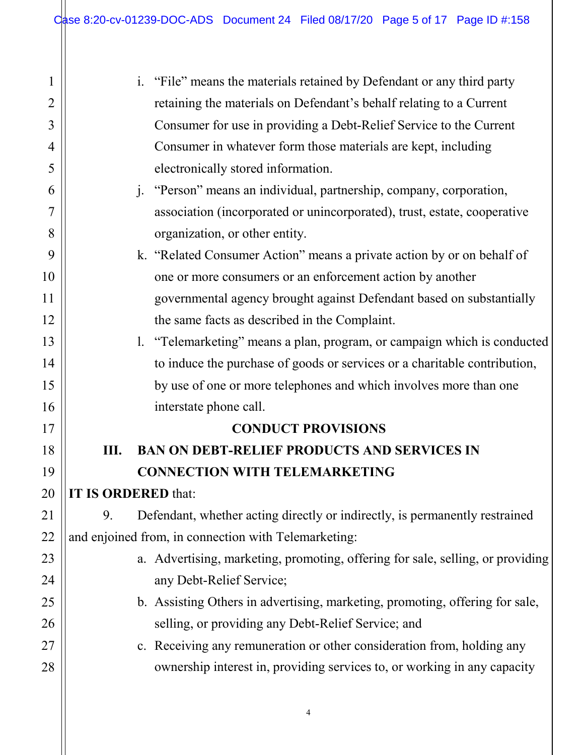i. "File" means the materials retained by Defendant or any third party retaining the materials on Defendant's behalf relating to a Current Consumer for use in providing a Debt-Relief Service to the Current Consumer in whatever form those materials are kept, including electronically stored information.

j. "Person" means an individual, partnership, company, corporation, association (incorporated or unincorporated), trust, estate, cooperative organization, or other entity.

k. "Related Consumer Action" means a private action by or on behalf of one or more consumers or an enforcement action by another governmental agency brought against Defendant based on substantially the same facts as described in the Complaint.

l. "Telemarketing" means a plan, program, or campaign which is conducted to induce the purchase of goods or services or a charitable contribution, by use of one or more telephones and which involves more than one interstate phone call.

## CONDUCT PROVISIONS

### III. BAN ON DEBT-RELIEF PRODUCTS AND SERVICES IN CONNECTION WITH TELEMARKETING

**IT IS ORDERED** that:

9. Defendant, whether acting directly or indirectly, is permanently restrained and enjoined from, in connection with Telemarketing:

a. Advertising, marketing, promoting, offering for sale, selling, or providing any Debt-Relief Service;

b. Assisting Others in advertising, marketing, promoting, offering for sale, selling, or providing any Debt-Relief Service; and

c. Receiving any remuneration or other consideration from, holding any ownership interest in, providing services to, or working in any capacity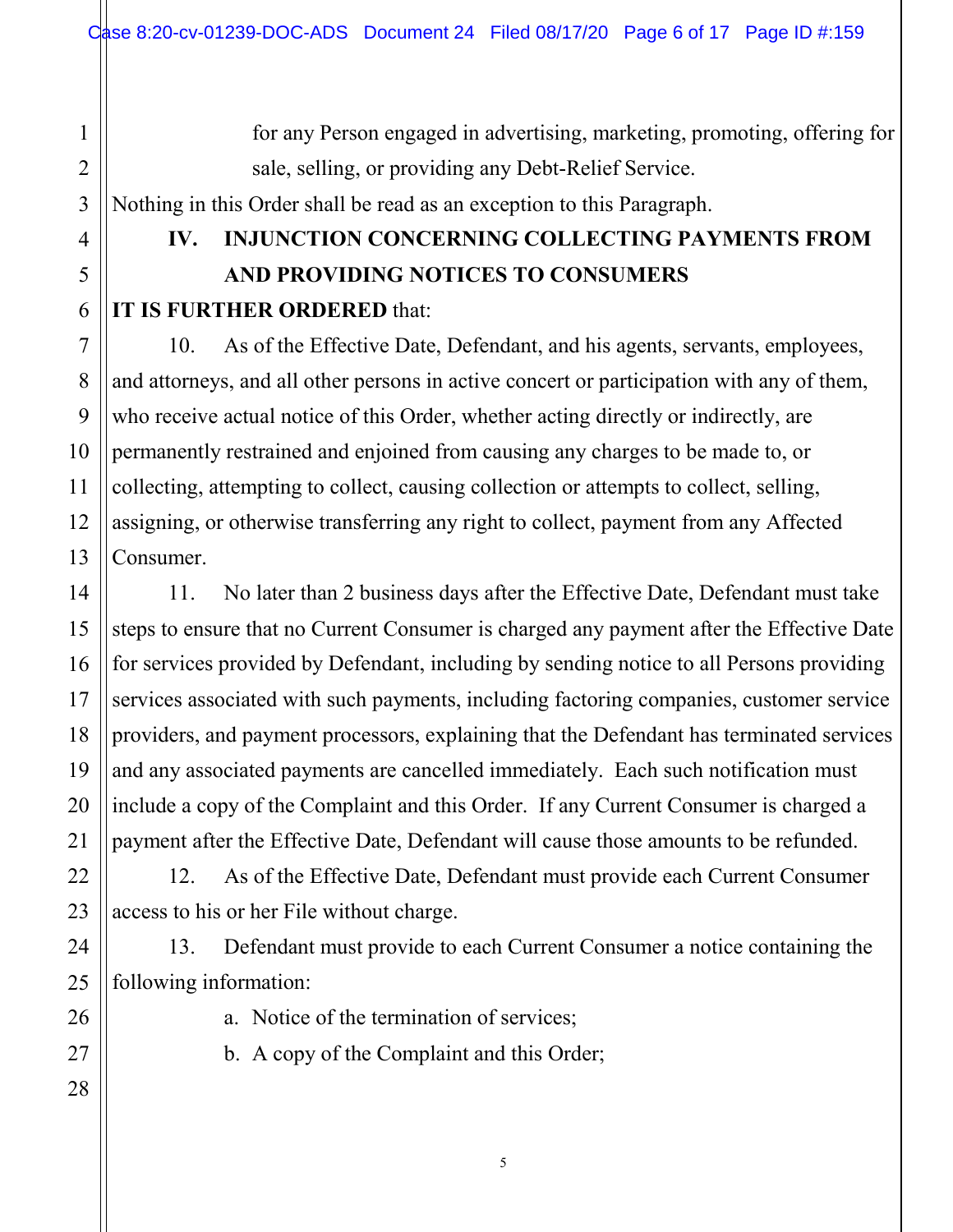for any Person engaged in advertising, marketing, promoting, offering for sale, selling, or providing any Debt-Relief Service.

Nothing in this Order shall be read as an exception to this Paragraph.

## IV. INJUNCTION CONCERNING COLLECTING PAYMENTS FROM AND PROVIDING NOTICES TO CONSUMERS

**IT IS FURTHER ORDERED** that:

10. As of the Effective Date, Defendant, and his agents, servants, employees, and attorneys, and all other persons in active concert or participation with any of them, who receive actual notice of this Order, whether acting directly or indirectly, are permanently restrained and enjoined from causing any charges to be made to, or collecting, attempting to collect, causing collection or attempts to collect, selling, assigning, or otherwise transferring any right to collect, payment from any Affected Consumer.

11. No later than 2 business days after the Effective Date, Defendant must take steps to ensure that no Current Consumer is charged any payment after the Effective Date for services provided by Defendant, including by sending notice to all Persons providing services associated with such payments, including factoring companies, customer service providers, and payment processors, explaining that the Defendant has terminated services and any associated payments are cancelled immediately. Each such notification must include a copy of the Complaint and this Order. If any Current Consumer is charged a payment after the Effective Date, Defendant will cause those amounts to be refunded.

12. As of the Effective Date, Defendant must provide each Current Consumer access to his or her File without charge.

13. Defendant must provide to each Current Consumer a notice containing the following information:

a. Notice of the termination of services;

b. A copy of the Complaint and this Order;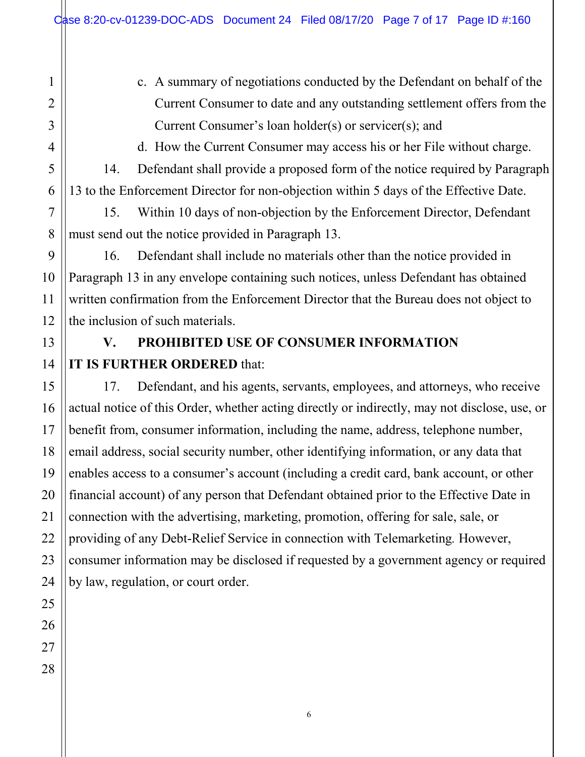c. A summary of negotiations conducted by the Defendant on behalf of the Current Consumer to date and any outstanding settlement offers from the Current Consumer's loan holder(s) or servicer(s); and

d. How the Current Consumer may access his or her File without charge.

14. Defendant shall provide a proposed form of the notice required by Paragraph 13 to the Enforcement Director for non-objection within 5 days of the Effective Date.

15. Within 10 days of non-objection by the Enforcement Director, Defendant must send out the notice provided in Paragraph 13.

16. Defendant shall include no materials other than the notice provided in Paragraph 13 in any envelope containing such notices, unless Defendant has obtained written confirmation from the Enforcement Director that the Bureau does not object to the inclusion of such materials.

## V. PROHIBITED USE OF CONSUMER INFORMATION

**IT IS FURTHER ORDERED** that:

17. Defendant, and his agents, servants, employees, and attorneys, who receive actual notice of this Order, whether acting directly or indirectly, may not disclose, use, or benefit from, consumer information, including the name, address, telephone number, email address, social security number, other identifying information, or any data that enables access to a consumer's account (including a credit card, bank account, or other financial account) of any person that Defendant obtained prior to the Effective Date in connection with the advertising, marketing, promotion, offering for sale, sale, or providing of any Debt-Relief Service in connection with Telemarketing. However, consumer information may be disclosed if requested by a government agency or required by law, regulation, or court order.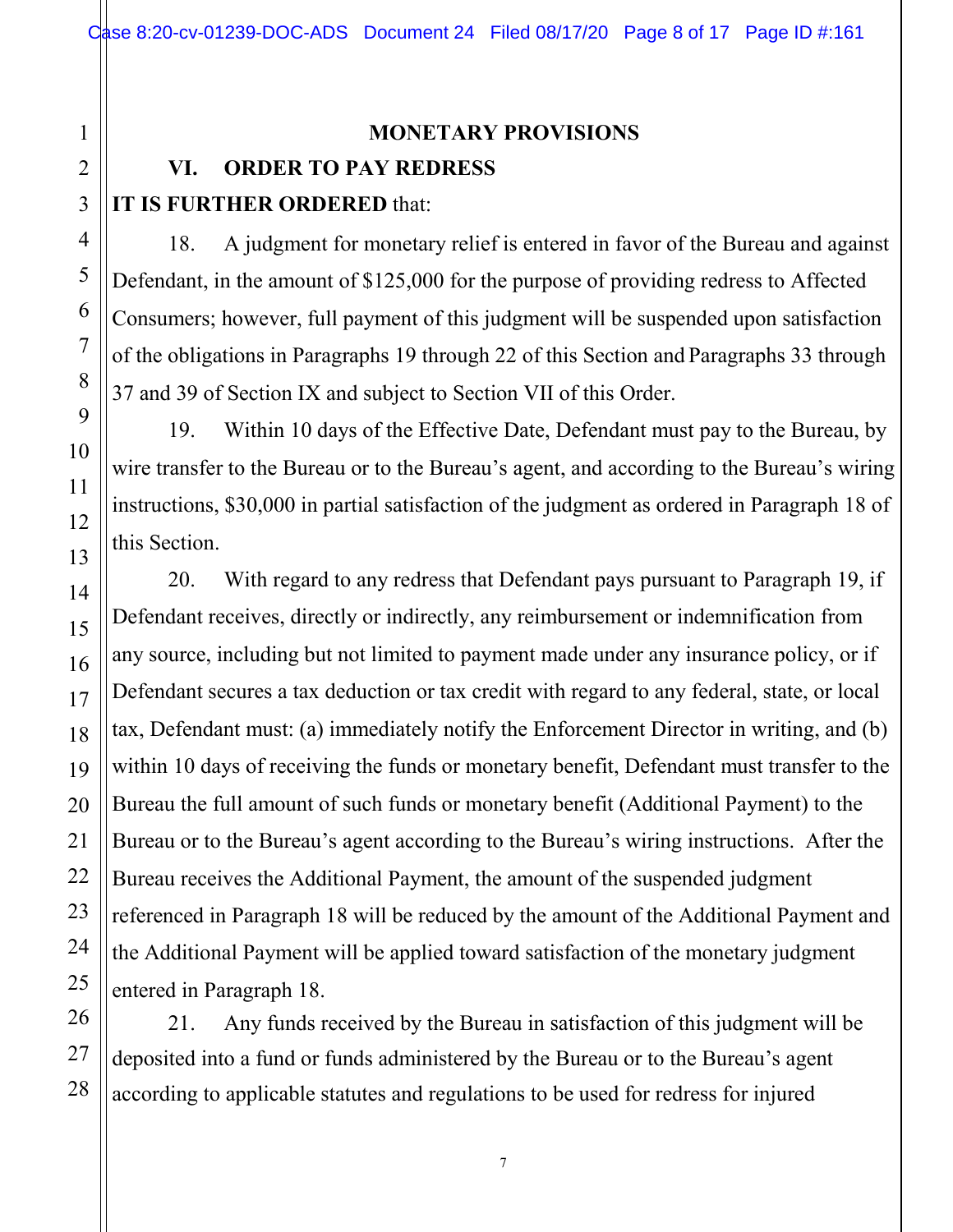## MONETARY PROVISIONS

### VI. ORDER TO PAY REDRESS

**IT IS FURTHER ORDERED** that:

18. A judgment for monetary relief is entered in favor of the Bureau and against Defendant, in the amount of $125,000 for the purpose of providing redress to Affected Consumers; however, full payment of this judgment will be suspended upon satisfaction of the obligations in Paragraphs 19 through 22 of this Section and Paragraphs 33 through 37 and 39 of Section IX and subject to Section VII of this Order.

19. Within 10 days of the Effective Date, Defendant must pay to the Bureau, by wire transfer to the Bureau or to the Bureau's agent, and according to the Bureau's wiring instructions, $30,000 in partial satisfaction of the judgment as ordered in Paragraph 18 of this Section.

20. With regard to any redress that Defendant pays pursuant to Paragraph 19, if Defendant receives, directly or indirectly, any reimbursement or indemnification from any source, including but not limited to payment made under any insurance policy, or if Defendant secures a tax deduction or tax credit with regard to any federal, state, or local tax, Defendant must: (a) immediately notify the Enforcement Director in writing, and (b) within 10 days of receiving the funds or monetary benefit, Defendant must transfer to the Bureau the full amount of such funds or monetary benefit (Additional Payment) to the Bureau or to the Bureau's agent according to the Bureau's wiring instructions. After the Bureau receives the Additional Payment, the amount of the suspended judgment referenced in Paragraph 18 will be reduced by the amount of the Additional Payment and the Additional Payment will be applied toward satisfaction of the monetary judgment entered in Paragraph 18.

21. Any funds received by the Bureau in satisfaction of this judgment will be deposited into a fund or funds administered by the Bureau or to the Bureau's agent according to applicable statutes and regulations to be used for redress for injured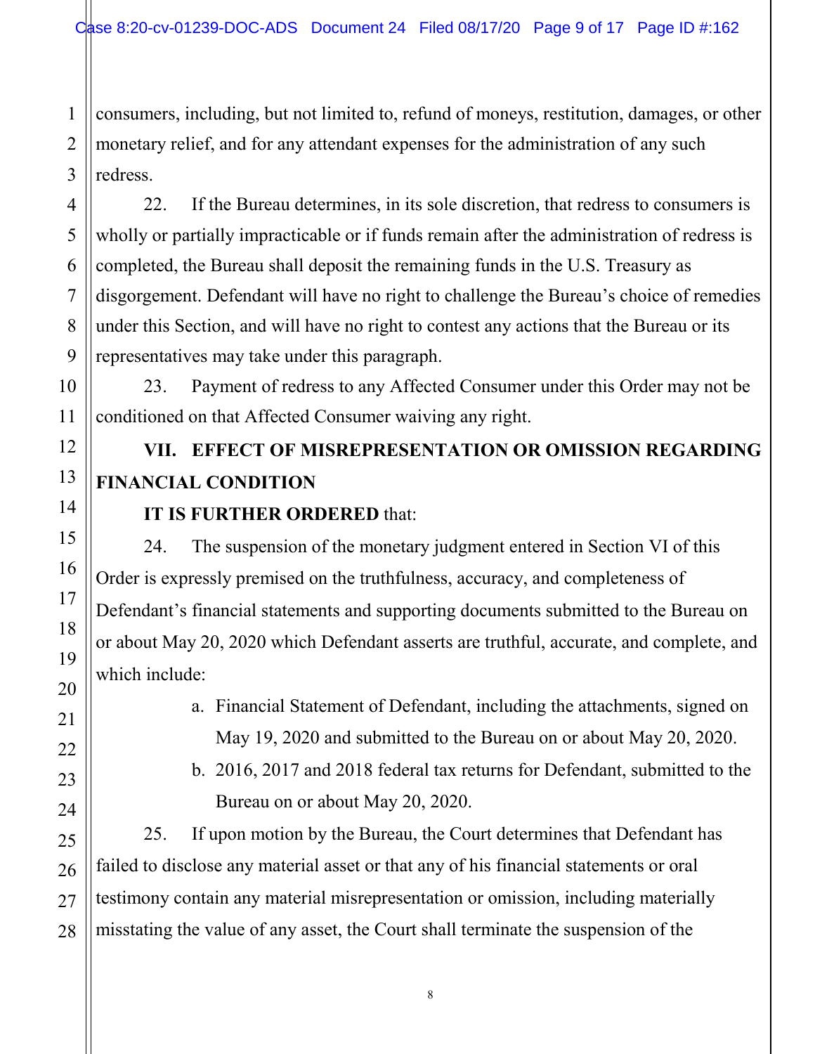consumers, including, but not limited to, refund of moneys, restitution, damages, or other monetary relief, and for any attendant expenses for the administration of any such redress.

22. If the Bureau determines, in its sole discretion, that redress to consumers is wholly or partially impracticable or if funds remain after the administration of redress is completed, the Bureau shall deposit the remaining funds in the U.S. Treasury as disgorgement. Defendant will have no right to challenge the Bureau's choice of remedies under this Section, and will have no right to contest any actions that the Bureau or its representatives may take under this paragraph.

23. Payment of redress to any Affected Consumer under this Order may not be conditioned on that Affected Consumer waiving any right.

## VII. EFFECT OF MISREPRESENTATION OR OMISSION REGARDING FINANCIAL CONDITION

**IT IS FURTHER ORDERED** that:

24. The suspension of the monetary judgment entered in Section VI of this Order is expressly premised on the truthfulness, accuracy, and completeness of Defendant's financial statements and supporting documents submitted to the Bureau on or about May 20, 2020 which Defendant asserts are truthful, accurate, and complete, and which include:

a. Financial Statement of Defendant, including the attachments, signed on May 19, 2020 and submitted to the Bureau on or about May 20, 2020.

b. 2016, 2017 and 2018 federal tax returns for Defendant, submitted to the Bureau on or about May 20, 2020.

25. If upon motion by the Bureau, the Court determines that Defendant has failed to disclose any material asset or that any of his financial statements or oral testimony contain any material misrepresentation or omission, including materially misstating the value of any asset, the Court shall terminate the suspension of the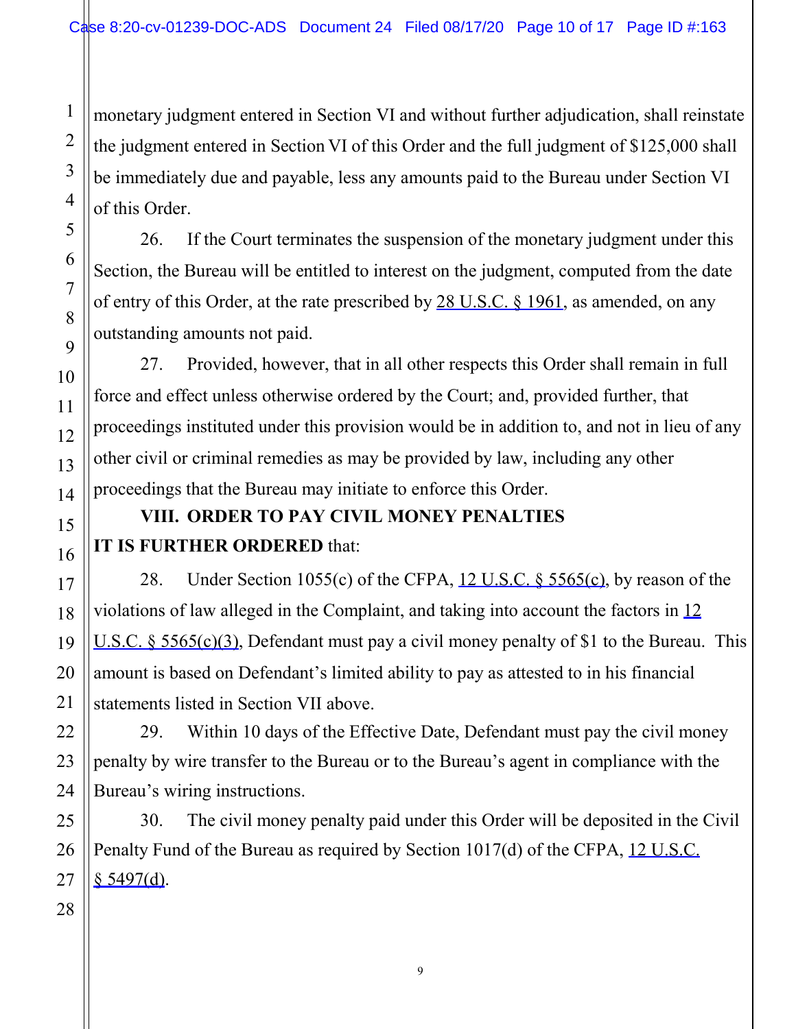monetary judgment entered in Section VI and without further adjudication, shall reinstate the judgment entered in Section VI of this Order and the full judgment of $125,000 shall be immediately due and payable, less any amounts paid to the Bureau under Section VI of this Order.

26. If the Court terminates the suspension of the monetary judgment under this Section, the Bureau will be entitled to interest on the judgment, computed from the date of entry of this Order, at the rate prescribed by 28 U.S.C. § 1961, as amended, on any outstanding amounts not paid.

27. Provided, however, that in all other respects this Order shall remain in full force and effect unless otherwise ordered by the Court; and, provided further, that proceedings instituted under this provision would be in addition to, and not in lieu of any other civil or criminal remedies as may be provided by law, including any other proceedings that the Bureau may initiate to enforce this Order.

## VIII. ORDER TO PAY CIVIL MONEY PENALTIES

**IT IS FURTHER ORDERED** that:

28. Under Section 1055(c) of the CFPA, 12 U.S.C. § 5565(c), by reason of the violations of law alleged in the Complaint, and taking into account the factors in 12 U.S.C. § 5565(c)(3), Defendant must pay a civil money penalty of $1 to the Bureau. This amount is based on Defendant's limited ability to pay as attested to in his financial statements listed in Section VII above.

29. Within 10 days of the Effective Date, Defendant must pay the civil money penalty by wire transfer to the Bureau or to the Bureau's agent in compliance with the Bureau's wiring instructions.

30. The civil money penalty paid under this Order will be deposited in the Civil Penalty Fund of the Bureau as required by Section 1017(d) of the CFPA, 12 U.S.C. § 5497(d).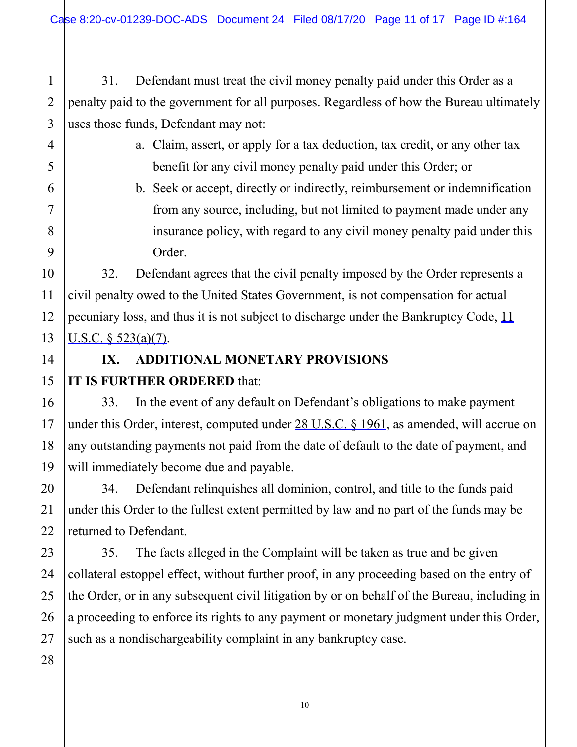31. Defendant must treat the civil money penalty paid under this Order as a penalty paid to the government for all purposes. Regardless of how the Bureau ultimately uses those funds, Defendant may not:

a. Claim, assert, or apply for a tax deduction, tax credit, or any other tax benefit for any civil money penalty paid under this Order; or

b. Seek or accept, directly or indirectly, reimbursement or indemnification from any source, including, but not limited to payment made under any insurance policy, with regard to any civil money penalty paid under this Order.

32. Defendant agrees that the civil penalty imposed by the Order represents a civil penalty owed to the United States Government, is not compensation for actual pecuniary loss, and thus it is not subject to discharge under the Bankruptcy Code, 11 U.S.C. § 523(a)(7).

## IX. ADDITIONAL MONETARY PROVISIONS

**IT IS FURTHER ORDERED** that:

33. In the event of any default on Defendant's obligations to make payment under this Order, interest, computed under 28 U.S.C. § 1961, as amended, will accrue on any outstanding payments not paid from the date of default to the date of payment, and will immediately become due and payable.

34. Defendant relinquishes all dominion, control, and title to the funds paid under this Order to the fullest extent permitted by law and no part of the funds may be returned to Defendant.

35. The facts alleged in the Complaint will be taken as true and be given collateral estoppel effect, without further proof, in any proceeding based on the entry of the Order, or in any subsequent civil litigation by or on behalf of the Bureau, including in a proceeding to enforce its rights to any payment or monetary judgment under this Order, such as a nondischargeability complaint in any bankruptcy case.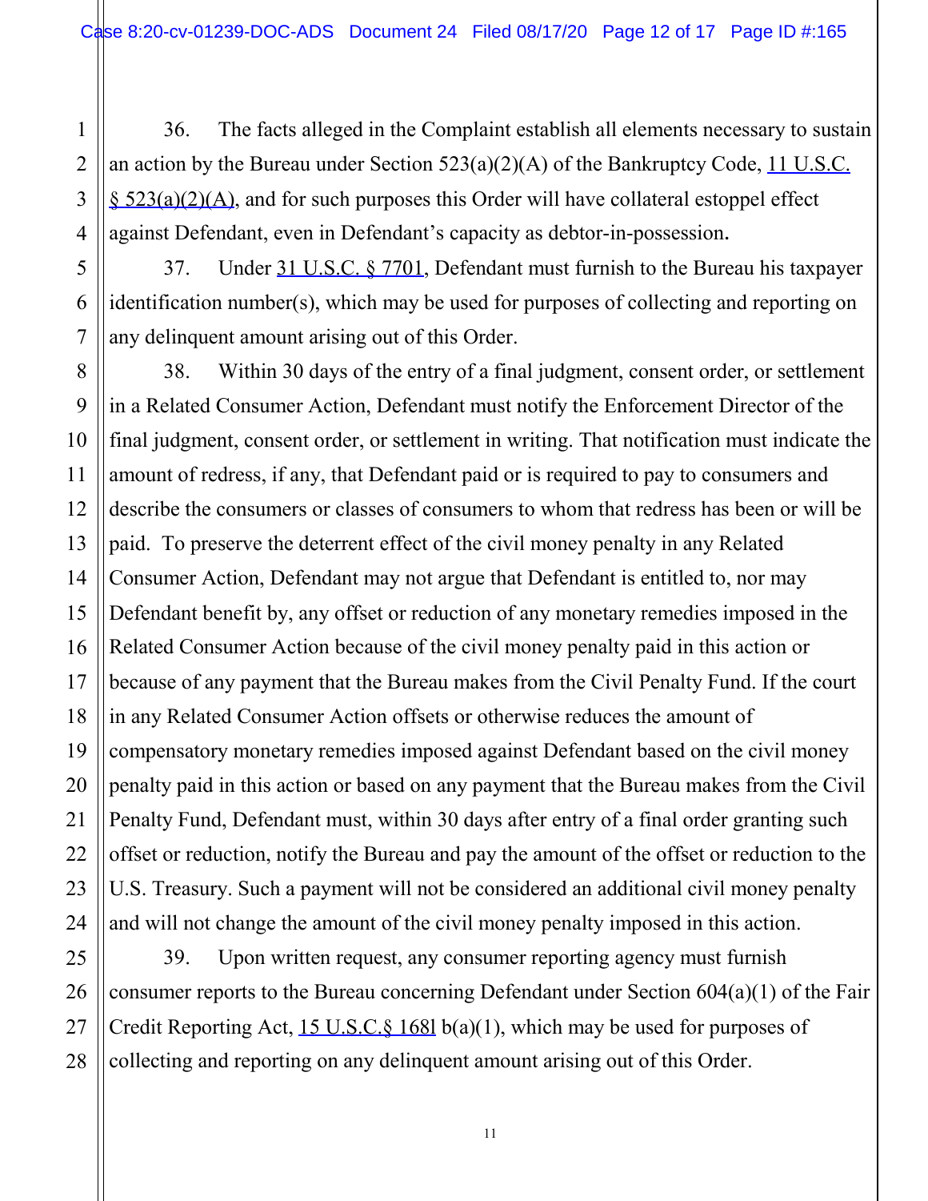36. The facts alleged in the Complaint establish all elements necessary to sustain an action by the Bureau under Section 523(a)(2)(A) of the Bankruptcy Code, 11 U.S.C. § 523(a)(2)(A), and for such purposes this Order will have collateral estoppel effect against Defendant, even in Defendant's capacity as debtor-in-possession.

37. Under 31 U.S.C. § 7701, Defendant must furnish to the Bureau his taxpayer identification number(s), which may be used for purposes of collecting and reporting on any delinquent amount arising out of this Order.

38. Within 30 days of the entry of a final judgment, consent order, or settlement in a Related Consumer Action, Defendant must notify the Enforcement Director of the final judgment, consent order, or settlement in writing. That notification must indicate the amount of redress, if any, that Defendant paid or is required to pay to consumers and describe the consumers or classes of consumers to whom that redress has been or will be paid. To preserve the deterrent effect of the civil money penalty in any Related Consumer Action, Defendant may not argue that Defendant is entitled to, nor may Defendant benefit by, any offset or reduction of any monetary remedies imposed in the Related Consumer Action because of the civil money penalty paid in this action or because of any payment that the Bureau makes from the Civil Penalty Fund. If the court in any Related Consumer Action offsets or otherwise reduces the amount of compensatory monetary remedies imposed against Defendant based on the civil money penalty paid in this action or based on any payment that the Bureau makes from the Civil Penalty Fund, Defendant must, within 30 days after entry of a final order granting such offset or reduction, notify the Bureau and pay the amount of the offset or reduction to the U.S. Treasury. Such a payment will not be considered an additional civil money penalty and will not change the amount of the civil money penalty imposed in this action.

39. Upon written request, any consumer reporting agency must furnish consumer reports to the Bureau concerning Defendant under Section 604(a)(1) of the Fair Credit Reporting Act, 15 U.S.C.§ 168l b(a)(1), which may be used for purposes of collecting and reporting on any delinquent amount arising out of this Order.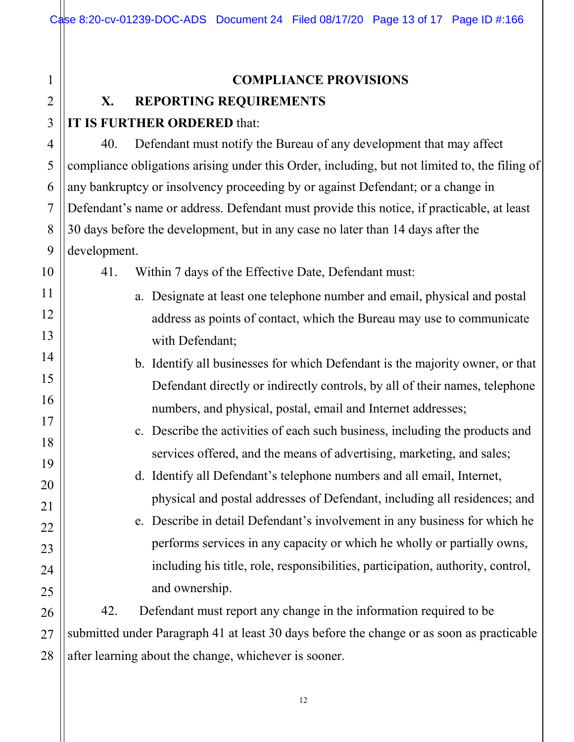## COMPLIANCE PROVISIONS

### X. REPORTING REQUIREMENTS

**IT IS FURTHER ORDERED** that:

40. Defendant must notify the Bureau of any development that may affect compliance obligations arising under this Order, including, but not limited to, the filing of any bankruptcy or insolvency proceeding by or against Defendant; or a change in Defendant's name or address. Defendant must provide this notice, if practicable, at least 30 days before the development, but in any case no later than 14 days after the development.

41. Within 7 days of the Effective Date, Defendant must:

   a. Designate at least one telephone number and email, physical and postal address as points of contact, which the Bureau may use to communicate with Defendant;

   b. Identify all businesses for which Defendant is the majority owner, or that Defendant directly or indirectly controls, by all of their names, telephone numbers, and physical, postal, email and Internet addresses;

   c. Describe the activities of each such business, including the products and services offered, and the means of advertising, marketing, and sales;

   d. Identify all Defendant's telephone numbers and all email, Internet, physical and postal addresses of Defendant, including all residences; and

   e. Describe in detail Defendant's involvement in any business for which he performs services in any capacity or which he wholly or partially owns, including his title, role, responsibilities, participation, authority, control, and ownership.

42. Defendant must report any change in the information required to be submitted under Paragraph 41 at least 30 days before the change or as soon as practicable after learning about the change, whichever is sooner.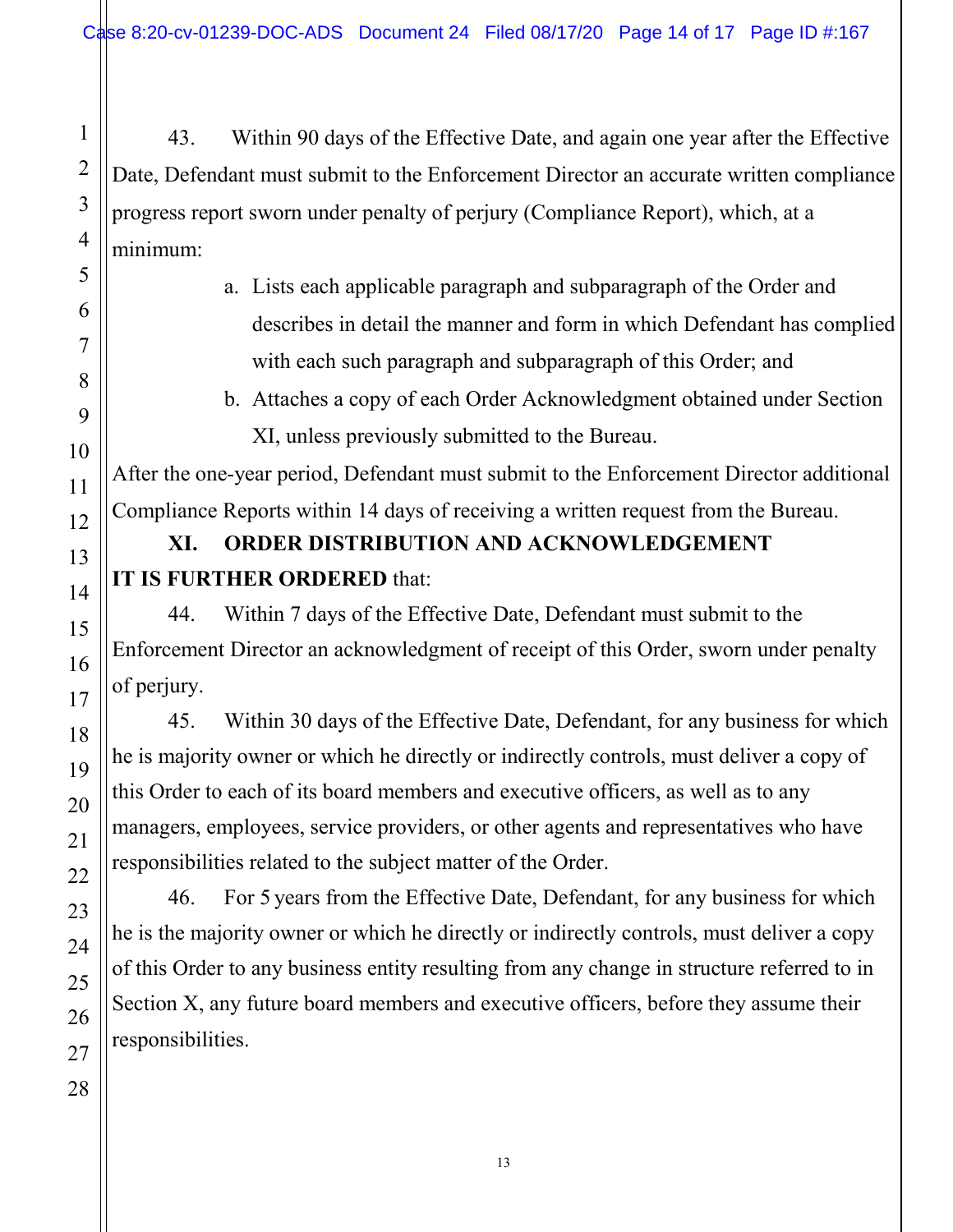43. Within 90 days of the Effective Date, and again one year after the Effective Date, Defendant must submit to the Enforcement Director an accurate written compliance progress report sworn under penalty of perjury (Compliance Report), which, at a minimum:

a. Lists each applicable paragraph and subparagraph of the Order and describes in detail the manner and form in which Defendant has complied with each such paragraph and subparagraph of this Order; and

b. Attaches a copy of each Order Acknowledgment obtained under Section XI, unless previously submitted to the Bureau.

After the one-year period, Defendant must submit to the Enforcement Director additional Compliance Reports within 14 days of receiving a written request from the Bureau.

## XI. ORDER DISTRIBUTION AND ACKNOWLEDGEMENT

**IT IS FURTHER ORDERED** that:

44. Within 7 days of the Effective Date, Defendant must submit to the Enforcement Director an acknowledgment of receipt of this Order, sworn under penalty of perjury.

45. Within 30 days of the Effective Date, Defendant, for any business for which he is majority owner or which he directly or indirectly controls, must deliver a copy of this Order to each of its board members and executive officers, as well as to any managers, employees, service providers, or other agents and representatives who have responsibilities related to the subject matter of the Order.

46. For 5 years from the Effective Date, Defendant, for any business for which he is the majority owner or which he directly or indirectly controls, must deliver a copy of this Order to any business entity resulting from any change in structure referred to in Section X, any future board members and executive officers, before they assume their responsibilities.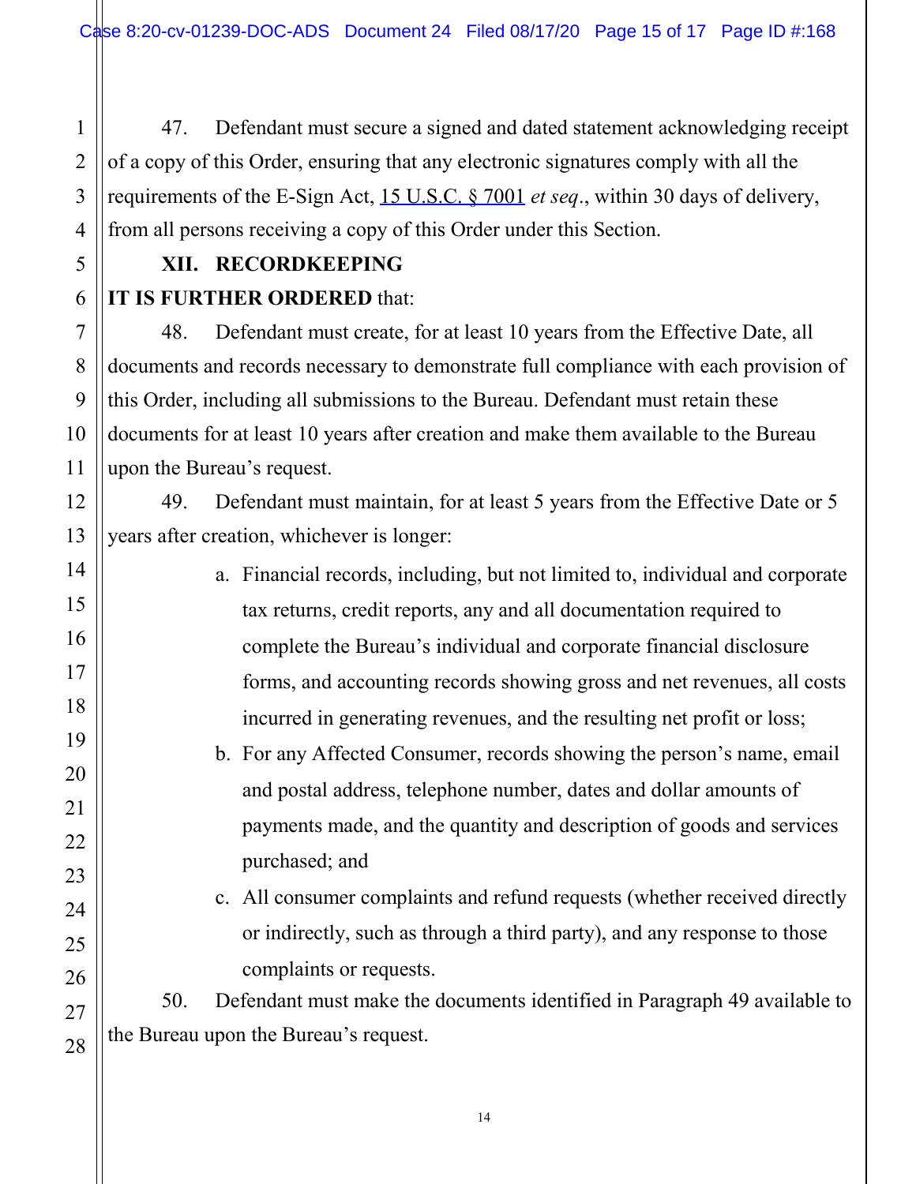47. Defendant must secure a signed and dated statement acknowledging receipt of a copy of this Order, ensuring that any electronic signatures comply with all the requirements of the E-Sign Act, 15 U.S.C. § 7001 *et seq*., within 30 days of delivery, from all persons receiving a copy of this Order under this Section.

## XII. RECORDKEEPING

**IT IS FURTHER ORDERED** that:

48. Defendant must create, for at least 10 years from the Effective Date, all documents and records necessary to demonstrate full compliance with each provision of this Order, including all submissions to the Bureau. Defendant must retain these documents for at least 10 years after creation and make them available to the Bureau upon the Bureau's request.

49. Defendant must maintain, for at least 5 years from the Effective Date or 5 years after creation, whichever is longer:

a. Financial records, including, but not limited to, individual and corporate tax returns, credit reports, any and all documentation required to complete the Bureau's individual and corporate financial disclosure forms, and accounting records showing gross and net revenues, all costs incurred in generating revenues, and the resulting net profit or loss;

b. For any Affected Consumer, records showing the person's name, email and postal address, telephone number, dates and dollar amounts of payments made, and the quantity and description of goods and services purchased; and

c. All consumer complaints and refund requests (whether received directly or indirectly, such as through a third party), and any response to those complaints or requests.

50. Defendant must make the documents identified in Paragraph 49 available to the Bureau upon the Bureau's request.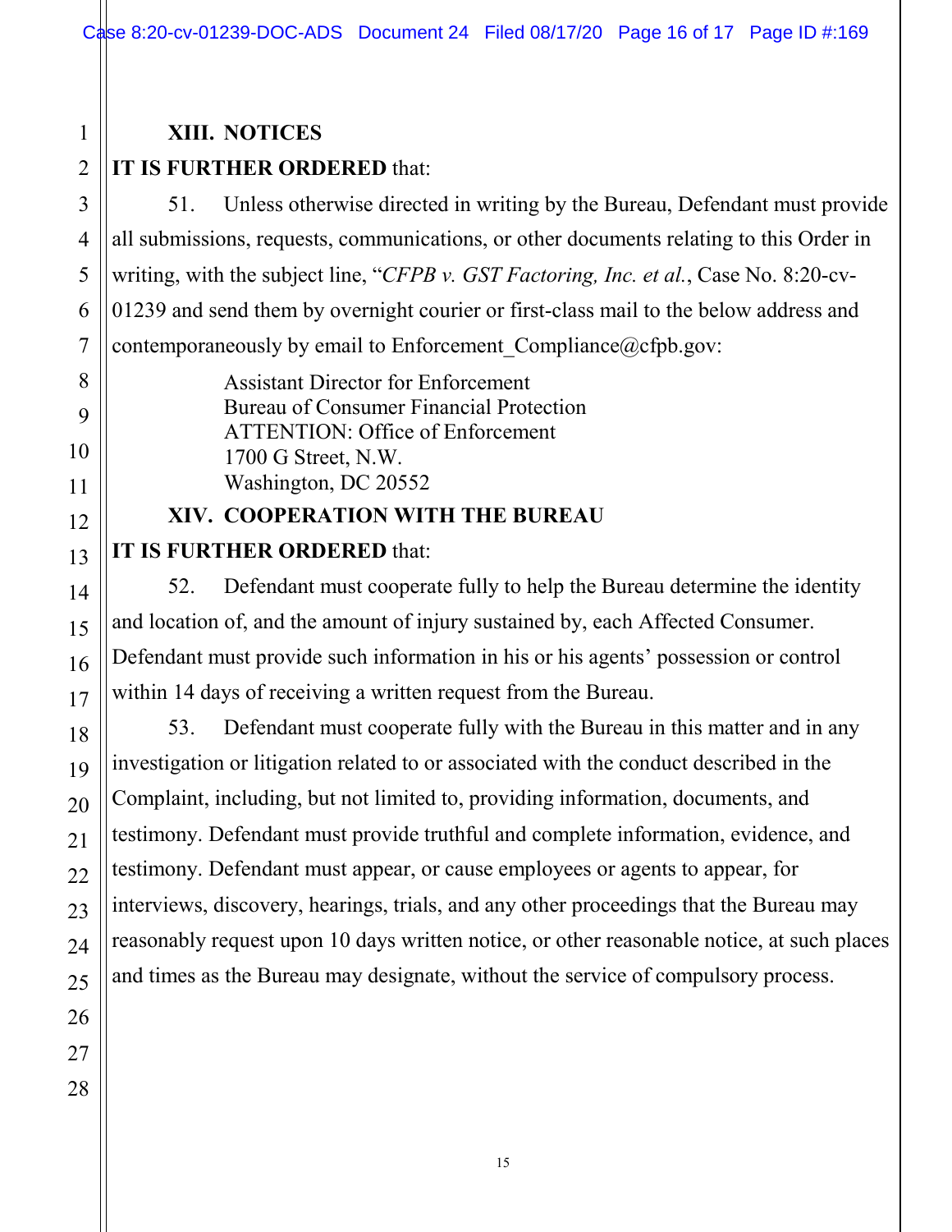## XIII. NOTICES

**IT IS FURTHER ORDERED** that:

51. Unless otherwise directed in writing by the Bureau, Defendant must provide all submissions, requests, communications, or other documents relating to this Order in writing, with the subject line, "*CFPB v. GST Factoring, Inc. et al.*, Case No. 8:20-cv-01239 and send them by overnight courier or first-class mail to the below address and contemporaneously by email to Enforcement_Compliance@cfpb.gov:

Assistant Director for Enforcement
Bureau of Consumer Financial Protection
ATTENTION: Office of Enforcement
1700 G Street, N.W.
Washington, DC 20552

## XIV. COOPERATION WITH THE BUREAU

**IT IS FURTHER ORDERED** that:

52. Defendant must cooperate fully to help the Bureau determine the identity and location of, and the amount of injury sustained by, each Affected Consumer. Defendant must provide such information in his or his agents' possession or control within 14 days of receiving a written request from the Bureau.

53. Defendant must cooperate fully with the Bureau in this matter and in any investigation or litigation related to or associated with the conduct described in the Complaint, including, but not limited to, providing information, documents, and testimony. Defendant must provide truthful and complete information, evidence, and testimony. Defendant must appear, or cause employees or agents to appear, for interviews, discovery, hearings, trials, and any other proceedings that the Bureau may reasonably request upon 10 days written notice, or other reasonable notice, at such places and times as the Bureau may designate, without the service of compulsory process.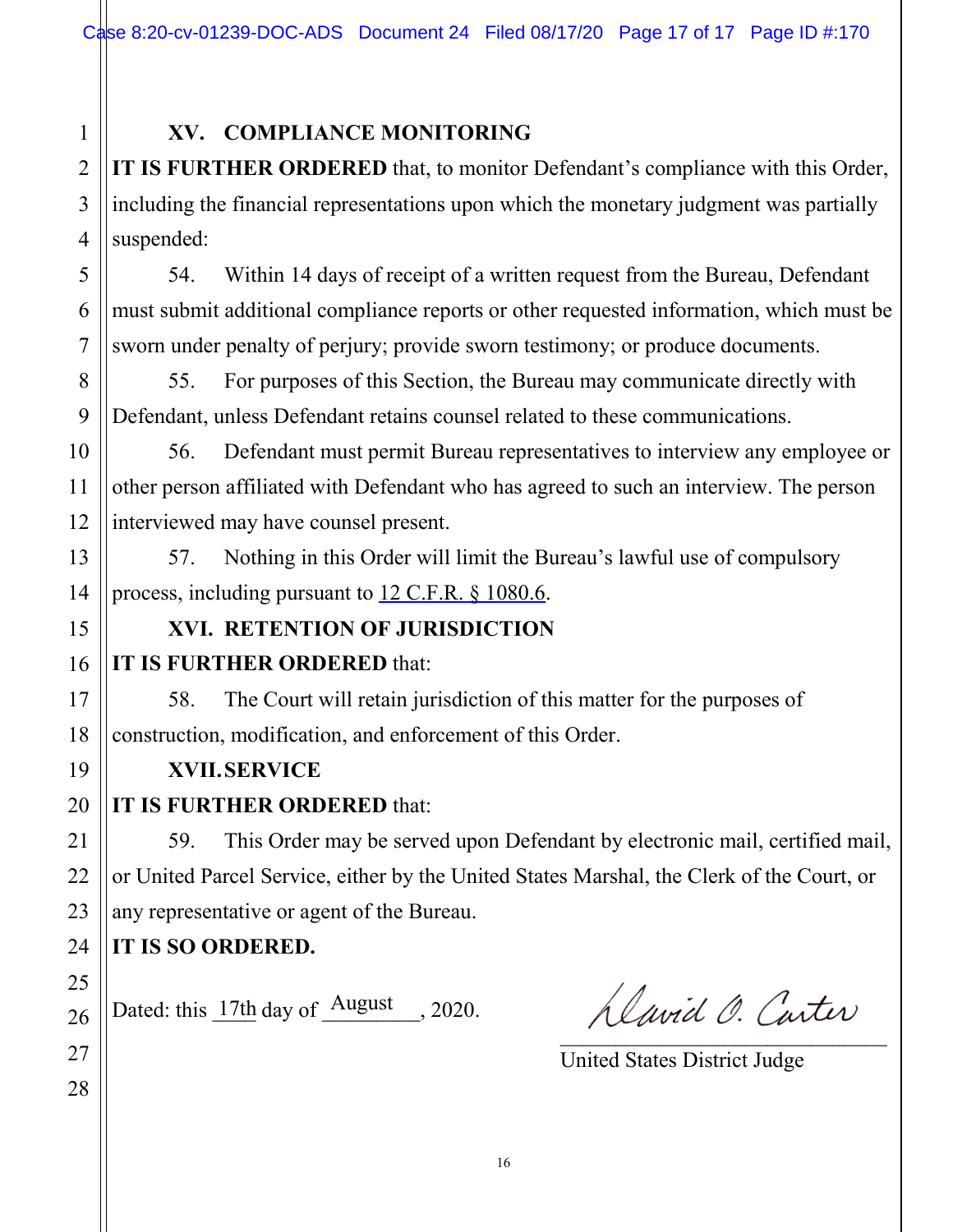## XV. COMPLIANCE MONITORING

**IT IS FURTHER ORDERED** that, to monitor Defendant's compliance with this Order, including the financial representations upon which the monetary judgment was partially suspended:

54. Within 14 days of receipt of a written request from the Bureau, Defendant must submit additional compliance reports or other requested information, which must be sworn under penalty of perjury; provide sworn testimony; or produce documents.

55. For purposes of this Section, the Bureau may communicate directly with Defendant, unless Defendant retains counsel related to these communications.

56. Defendant must permit Bureau representatives to interview any employee or other person affiliated with Defendant who has agreed to such an interview. The person interviewed may have counsel present.

57. Nothing in this Order will limit the Bureau's lawful use of compulsory process, including pursuant to 12 C.F.R. § 1080.6.

## XVI. RETENTION OF JURISDICTION

**IT IS FURTHER ORDERED** that:

58. The Court will retain jurisdiction of this matter for the purposes of construction, modification, and enforcement of this Order.

## XVII. SERVICE

**IT IS FURTHER ORDERED** that:

59. This Order may be served upon Defendant by electronic mail, certified mail, or United Parcel Service, either by the United States Marshal, the Clerk of the Court, or any representative or agent of the Bureau.

**IT IS SO ORDERED.**

Dated: this 17th day of August, 2020.

David O. Carter

United States District Judge